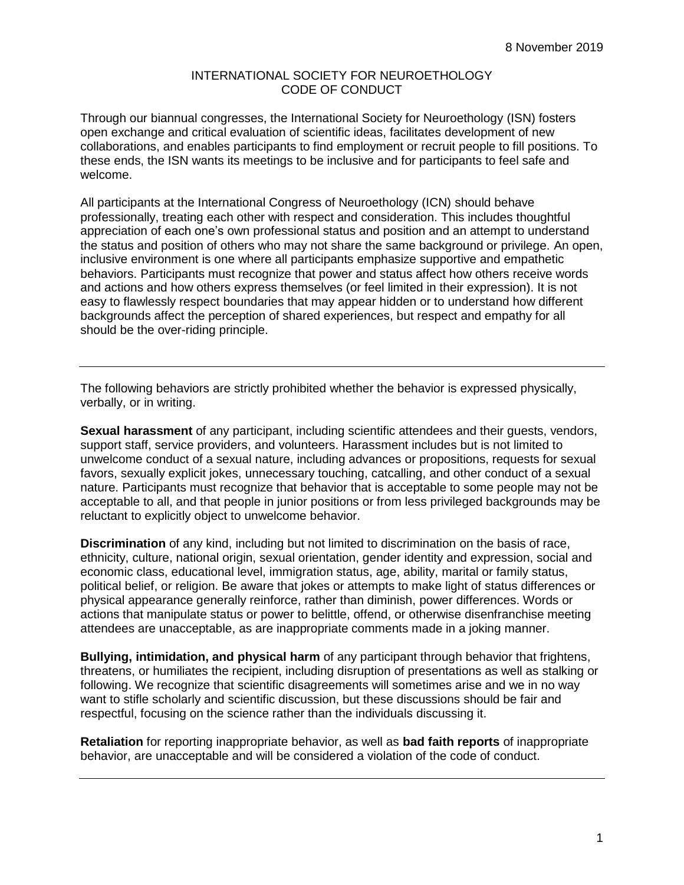8 November 2019

# INTERNATIONAL SOCIETY FOR NEUROETHOLOGY CODE OF CONDUCT

Through our biannual congresses, the International Society for Neuroethology (ISN) fosters open exchange and critical evaluation of scientific ideas, facilitates development of new collaborations, and enables participants to find employment or recruit people to fill positions. To these ends, the ISN wants its meetings to be inclusive and for participants to feel safe and welcome.

All participants at the International Congress of Neuroethology (ICN) should behave professionally, treating each other with respect and consideration. This includes thoughtful appreciation of each one's own professional status and position and an attempt to understand the status and position of others who may not share the same background or privilege. An open, inclusive environment is one where all participants emphasize supportive and empathetic behaviors. Participants must recognize that power and status affect how others receive words and actions and how others express themselves (or feel limited in their expression). It is not easy to flawlessly respect boundaries that may appear hidden or to understand how different backgrounds affect the perception of shared experiences, but respect and empathy for all should be the over-riding principle.

---

The following behaviors are strictly prohibited whether the behavior is expressed physically, verbally, or in writing.

**Sexual harassment** of any participant, including scientific attendees and their guests, vendors, support staff, service providers, and volunteers. Harassment includes but is not limited to unwelcome conduct of a sexual nature, including advances or propositions, requests for sexual favors, sexually explicit jokes, unnecessary touching, catcalling, and other conduct of a sexual nature. Participants must recognize that behavior that is acceptable to some people may not be acceptable to all, and that people in junior positions or from less privileged backgrounds may be reluctant to explicitly object to unwelcome behavior.

**Discrimination** of any kind, including but not limited to discrimination on the basis of race, ethnicity, culture, national origin, sexual orientation, gender identity and expression, social and economic class, educational level, immigration status, age, ability, marital or family status, political belief, or religion. Be aware that jokes or attempts to make light of status differences or physical appearance generally reinforce, rather than diminish, power differences. Words or actions that manipulate status or power to belittle, offend, or otherwise disenfranchise meeting attendees are unacceptable, as are inappropriate comments made in a joking manner.

**Bullying, intimidation, and physical harm** of any participant through behavior that frightens, threatens, or humiliates the recipient, including disruption of presentations as well as stalking or following. We recognize that scientific disagreements will sometimes arise and we in no way want to stifle scholarly and scientific discussion, but these discussions should be fair and respectful, focusing on the science rather than the individuals discussing it.

**Retaliation** for reporting inappropriate behavior, as well as **bad faith reports** of inappropriate behavior, are unacceptable and will be considered a violation of the code of conduct.

---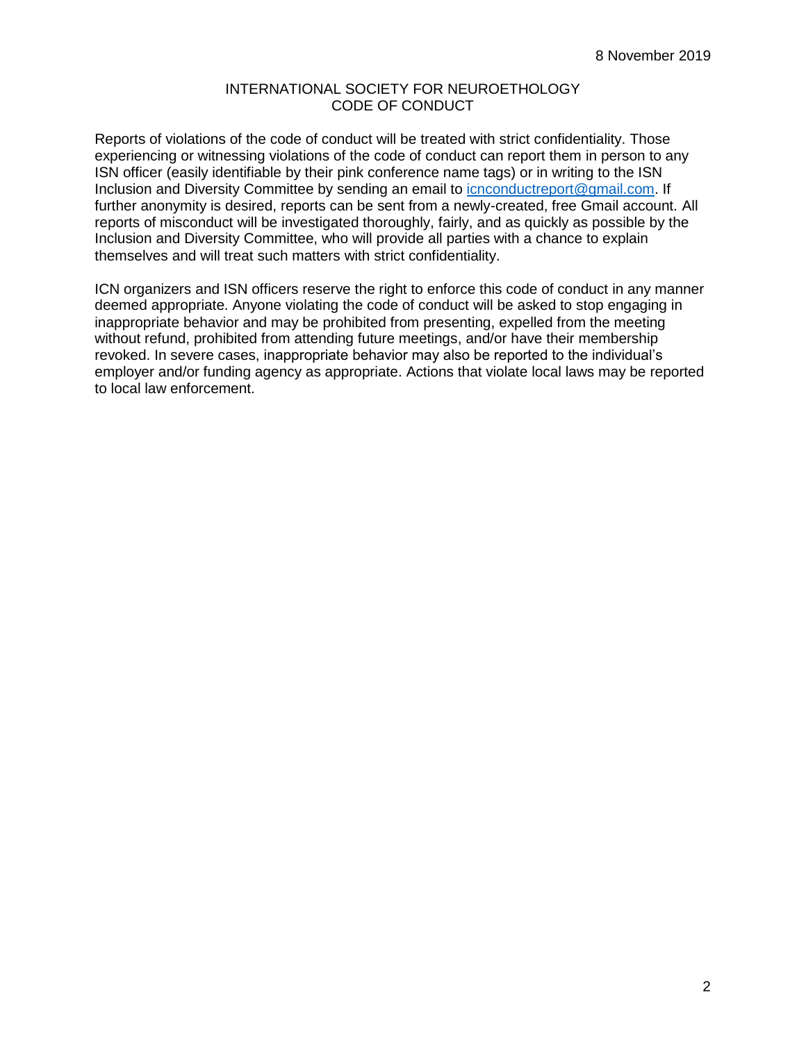8 November 2019

INTERNATIONAL SOCIETY FOR NEUROETHOLOGY
CODE OF CONDUCT

Reports of violations of the code of conduct will be treated with strict confidentiality. Those experiencing or witnessing violations of the code of conduct can report them in person to any ISN officer (easily identifiable by their pink conference name tags) or in writing to the ISN Inclusion and Diversity Committee by sending an email to icnconductreport@gmail.com. If further anonymity is desired, reports can be sent from a newly-created, free Gmail account. All reports of misconduct will be investigated thoroughly, fairly, and as quickly as possible by the Inclusion and Diversity Committee, who will provide all parties with a chance to explain themselves and will treat such matters with strict confidentiality.

ICN organizers and ISN officers reserve the right to enforce this code of conduct in any manner deemed appropriate. Anyone violating the code of conduct will be asked to stop engaging in inappropriate behavior and may be prohibited from presenting, expelled from the meeting without refund, prohibited from attending future meetings, and/or have their membership revoked. In severe cases, inappropriate behavior may also be reported to the individual's employer and/or funding agency as appropriate. Actions that violate local laws may be reported to local law enforcement.